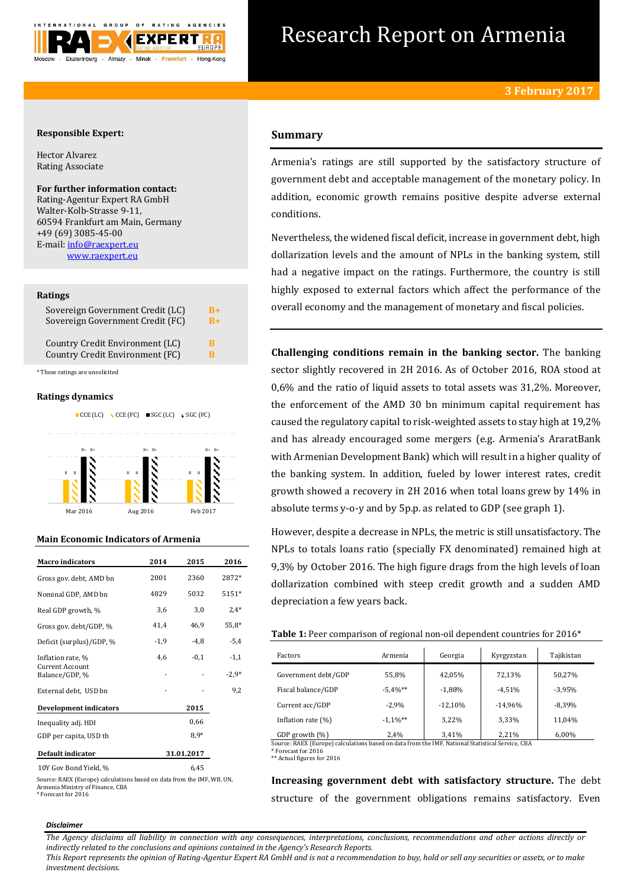# Research Report on Armenia

**3 February 2017**

**Responsible Expert:**

Hector Alvarez
Rating Associate

**For further information contact:**
Rating-Agentur Expert RA GmbH
Walter-Kolb-Strasse 9-11,
60594 Frankfurt am Main, Germany
+49 (69) 3085-45-00
E-mail: info@raexpert.eu
www.raexpert.eu

**Ratings**

| | |
|---|---|
| Sovereign Government Credit (LC) | B+ |
| Sovereign Government Credit (FC) | B+ |
| Country Credit Environment (LC) | B |
| Country Credit Environment (FC) | B |

*These ratings are unsolicited

**Ratings dynamics**

| | CCE (LC) | CCE (FC) | SGC (LC) | SGC (FC) |
|---|---|---|---|---|
| Mar 2016 | B | B | B+ | B+ |
| Aug 2016 | B | B | B+ | B+ |
| Feb 2017 | B | B | B+ | B+ |

**Main Economic Indicators of Armenia**

| Macro indicators | 2014 | 2015 | 2016 |
|---|---|---|---|
| Gross gov. debt, AMD bn | 2001 | 2360 | 2872* |
| Nominal GDP, AMD bn | 4829 | 5032 | 5151* |
| Real GDP growth, % | 3,6 | 3,0 | 2,4* |
| Gross gov. debt/GDP, % | 41,4 | 46,9 | 55,8* |
| Deficit (surplus)/GDP, % | -1,9 | -4,8 | -5,4 |
| Inflation rate, % | 4,6 | -0,1 | -1,1 |
| Current Account Balance/GDP, % | - | - | -2,9* |
| External debt, USD bn | - | - | 9,2 |
| **Development indicators** | | **2015** | |
| Inequality adj. HDI | | 0,66 | |
| GDP per capita, USD th | | 8,9* | |
| **Default indicator** | | **31.01.2017** | |
| 10Y Gov Bond Yield, % | | 6,45 | |

Source: RAEX (Europe) calculations based on data from the IMF, WB, UN, Armenia Ministry of Finance, CBA
*Forecast for 2016

## Summary

Armenia's ratings are still supported by the satisfactory structure of government debt and acceptable management of the monetary policy. In addition, economic growth remains positive despite adverse external conditions.

Nevertheless, the widened fiscal deficit, increase in government debt, high dollarization levels and the amount of NPLs in the banking system, still had a negative impact on the ratings. Furthermore, the country is still highly exposed to external factors which affect the performance of the overall economy and the management of monetary and fiscal policies.

**Challenging conditions remain in the banking sector.** The banking sector slightly recovered in 2H 2016. As of October 2016, ROA stood at 0,6% and the ratio of liquid assets to total assets was 31,2%. Moreover, the enforcement of the AMD 30 bn minimum capital requirement has caused the regulatory capital to risk-weighted assets to stay high at 19,2% and has already encouraged some mergers (e.g. Armenia's AraratBank with Armenian Development Bank) which will result in a higher quality of the banking system. In addition, fueled by lower interest rates, credit growth showed a recovery in 2H 2016 when total loans grew by 14% in absolute terms y-o-y and by 5p.p. as related to GDP (see graph 1).

However, despite a decrease in NPLs, the metric is still unsatisfactory. The NPLs to totals loans ratio (specially FX denominated) remained high at 9,3% by October 2016. The high figure drags from the high levels of loan dollarization combined with steep credit growth and a sudden AMD depreciation a few years back.

**Table 1:** Peer comparison of regional non-oil dependent countries for 2016*

| Factors | Armenia | Georgia | Kyrgyzstan | Tajikistan |
|---|---|---|---|---|
| Government debt/GDP | 55,8% | 42,05% | 72,13% | 50,27% |
| Fiscal balance/GDP | -5,4%** | -1,88% | -4,51% | -3,95% |
| Current acc/GDP | -2,9% | -12,10% | -14,96% | -8,39% |
| Inflation rate (%) | -1,1%** | 3,22% | 3,33% | 11,04% |
| GDP growth (%) | 2,4% | 3,41% | 2,21% | 6,00% |

Source: RAEX (Europe) calculations based on data from the IMF, National Statistical Service, CBA
* Forecast for 2016
** Actual figures for 2016

**Increasing government debt with satisfactory structure.** The debt structure of the government obligations remains satisfactory. Even

***Disclaimer***

*The Agency disclaims all liability in connection with any consequences, interpretations, conclusions, recommendations and other actions directly or indirectly related to the conclusions and opinions contained in the Agency's Research Reports.*
*This Report represents the opinion of Rating-Agentur Expert RA GmbH and is not a recommendation to buy, hold or sell any securities or assets, or to make investment decisions.*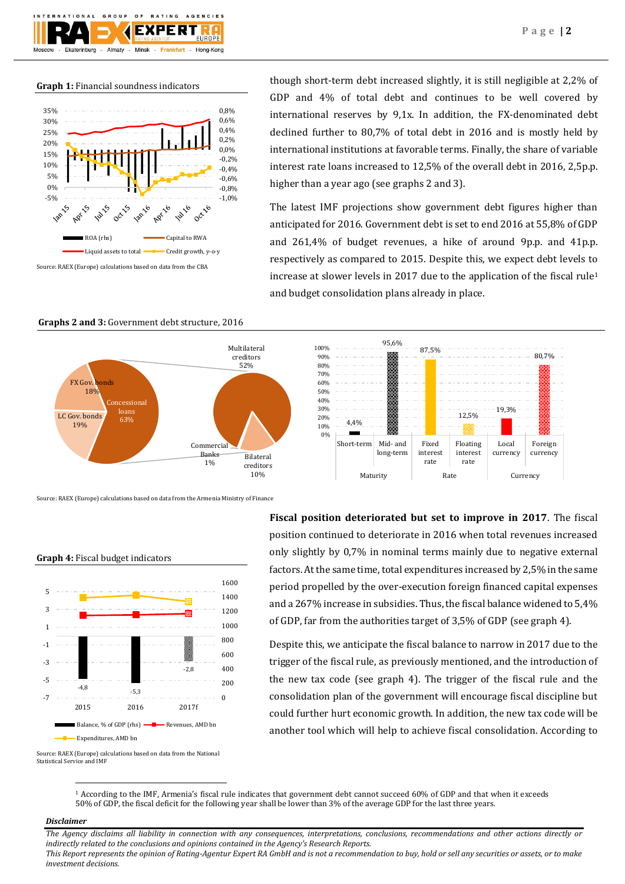**Graph 1:** Financial soundness indicators

Source: RAEX (Europe) calculations based on data from the CBA

though short-term debt increased slightly, it is still negligible at 2,2% of GDP and 4% of total debt and continues to be well covered by international reserves by 9,1x. In addition, the FX-denominated debt declined further to 80,7% of total debt in 2016 and is mostly held by international institutions at favorable terms. Finally, the share of variable interest rate loans increased to 12,5% of the overall debt in 2016, 2,5p.p. higher than a year ago (see graphs 2 and 3).

The latest IMF projections show government debt figures higher than anticipated for 2016. Government debt is set to end 2016 at 55,8% of GDP and 261,4% of budget revenues, a hike of around 9p.p. and 41p.p. respectively as compared to 2015. Despite this, we expect debt levels to increase at slower levels in 2017 due to the application of the fiscal rule[1] and budget consolidation plans already in place.

**Graphs 2 and 3:** Government debt structure, 2016

Source: RAEX (Europe) calculations based on data from the Armenia Ministry of Finance

**Graph 4:** Fiscal budget indicators

Source: RAEX (Europe) calculations based on data from the National Statistical Service and IMF

**Fiscal position deteriorated but set to improve in 2017**. The fiscal position continued to deteriorate in 2016 when total revenues increased only slightly by 0,7% in nominal terms mainly due to negative external factors. At the same time, total expenditures increased by 2,5% in the same period propelled by the over-execution foreign financed capital expenses and a 267% increase in subsidies. Thus, the fiscal balance widened to 5,4% of GDP, far from the authorities target of 3,5% of GDP (see graph 4).

Despite this, we anticipate the fiscal balance to narrow in 2017 due to the trigger of the fiscal rule, as previously mentioned, and the introduction of the new tax code (see graph 4). The trigger of the fiscal rule and the consolidation plan of the government will encourage fiscal discipline but could further hurt economic growth. In addition, the new tax code will be another tool which will help to achieve fiscal consolidation. According to

[1] According to the IMF, Armenia's fiscal rule indicates that government debt cannot succeed 60% of GDP and that when it exceeds 50% of GDP, the fiscal deficit for the following year shall be lower than 3% of the average GDP for the last three years.

*Disclaimer*

*The Agency disclaims all liability in connection with any consequences, interpretations, conclusions, recommendations and other actions directly or indirectly related to the conclusions and opinions contained in the Agency's Research Reports.*
*This Report represents the opinion of Rating-Agentur Expert RA GmbH and is not a recommendation to buy, hold or sell any securities or assets, or to make investment decisions.*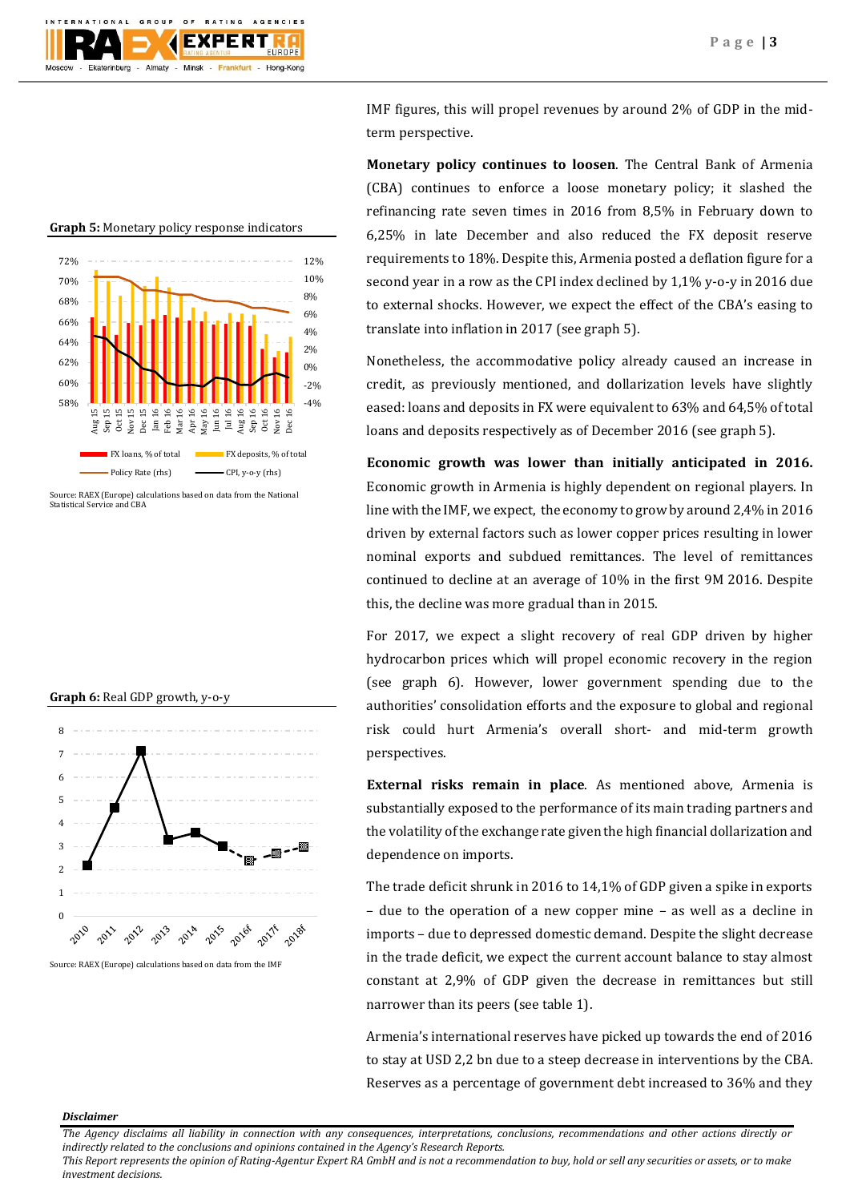**Graph 5:** Monetary policy response indicators

Source: RAEX (Europe) calculations based on data from the National Statistical Service and CBA

**Graph 6:** Real GDP growth, y-o-y

Source: RAEX (Europe) calculations based on data from the IMF

IMF figures, this will propel revenues by around 2% of GDP in the mid-term perspective.

**Monetary policy continues to loosen**. The Central Bank of Armenia (CBA) continues to enforce a loose monetary policy; it slashed the refinancing rate seven times in 2016 from 8,5% in February down to 6,25% in late December and also reduced the FX deposit reserve requirements to 18%. Despite this, Armenia posted a deflation figure for a second year in a row as the CPI index declined by 1,1% y-o-y in 2016 due to external shocks. However, we expect the effect of the CBA's easing to translate into inflation in 2017 (see graph 5).

Nonetheless, the accommodative policy already caused an increase in credit, as previously mentioned, and dollarization levels have slightly eased: loans and deposits in FX were equivalent to 63% and 64,5% of total loans and deposits respectively as of December 2016 (see graph 5).

**Economic growth was lower than initially anticipated in 2016.** Economic growth in Armenia is highly dependent on regional players. In line with the IMF, we expect, the economy to grow by around 2,4% in 2016 driven by external factors such as lower copper prices resulting in lower nominal exports and subdued remittances. The level of remittances continued to decline at an average of 10% in the first 9M 2016. Despite this, the decline was more gradual than in 2015.

For 2017, we expect a slight recovery of real GDP driven by higher hydrocarbon prices which will propel economic recovery in the region (see graph 6). However, lower government spending due to the authorities' consolidation efforts and the exposure to global and regional risk could hurt Armenia's overall short- and mid-term growth perspectives.

**External risks remain in place**. As mentioned above, Armenia is substantially exposed to the performance of its main trading partners and the volatility of the exchange rate given the high financial dollarization and dependence on imports.

The trade deficit shrunk in 2016 to 14,1% of GDP given a spike in exports – due to the operation of a new copper mine – as well as a decline in imports – due to depressed domestic demand. Despite the slight decrease in the trade deficit, we expect the current account balance to stay almost constant at 2,9% of GDP given the decrease in remittances but still narrower than its peers (see table 1).

Armenia's international reserves have picked up towards the end of 2016 to stay at USD 2,2 bn due to a steep decrease in interventions by the CBA. Reserves as a percentage of government debt increased to 36% and they

***Disclaimer***

*The Agency disclaims all liability in connection with any consequences, interpretations, conclusions, recommendations and other actions directly or indirectly related to the conclusions and opinions contained in the Agency's Research Reports.*
*This Report represents the opinion of Rating-Agentur Expert RA GmbH and is not a recommendation to buy, hold or sell any securities or assets, or to make investment decisions.*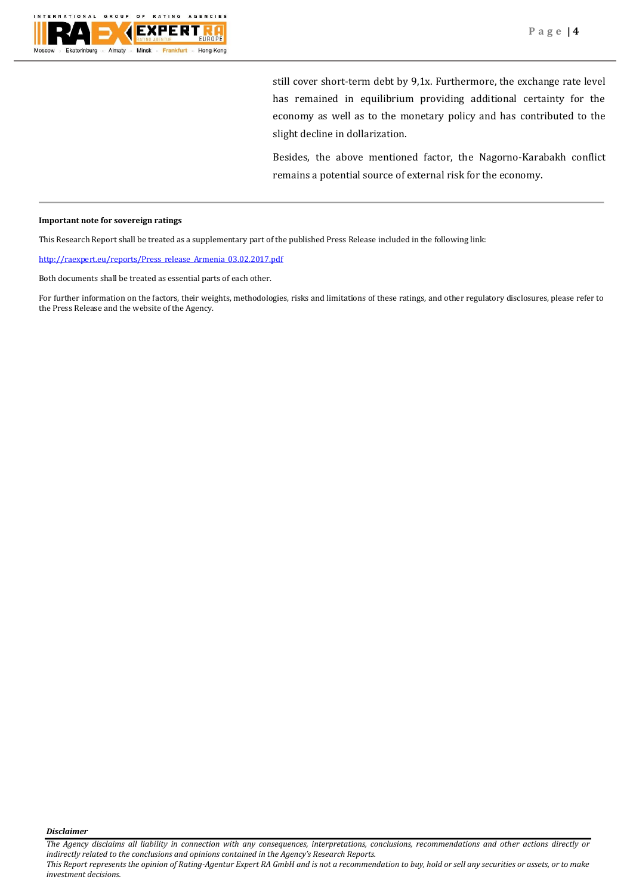still cover short-term debt by 9,1x. Furthermore, the exchange rate level has remained in equilibrium providing additional certainty for the economy as well as to the monetary policy and has contributed to the slight decline in dollarization.

Besides, the above mentioned factor, the Nagorno-Karabakh conflict remains a potential source of external risk for the economy.

---

**Important note for sovereign ratings**

This Research Report shall be treated as a supplementary part of the published Press Release included in the following link:

http://raexpert.eu/reports/Press_release_Armenia_03.02.2017.pdf

Both documents shall be treated as essential parts of each other.

For further information on the factors, their weights, methodologies, risks and limitations of these ratings, and other regulatory disclosures, please refer to the Press Release and the website of the Agency.

***Disclaimer***

*The Agency disclaims all liability in connection with any consequences, interpretations, conclusions, recommendations and other actions directly or indirectly related to the conclusions and opinions contained in the Agency's Research Reports.*

*This Report represents the opinion of Rating-Agentur Expert RA GmbH and is not a recommendation to buy, hold or sell any securities or assets, or to make investment decisions.*